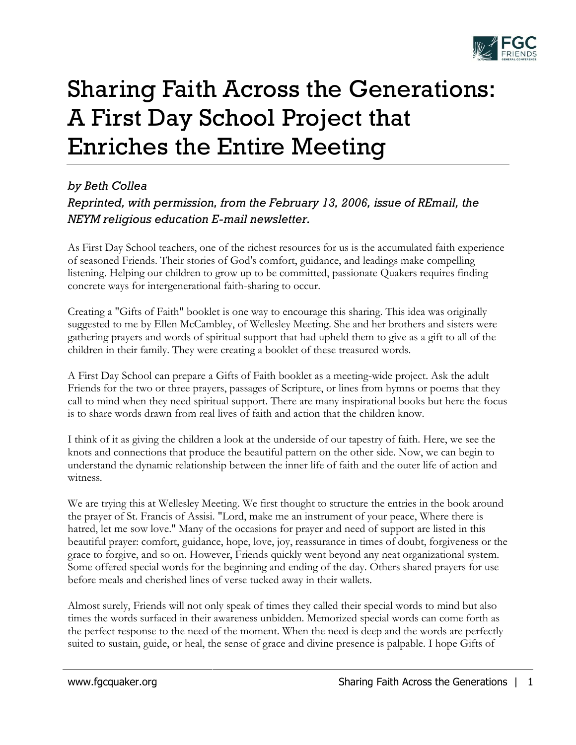# Sharing Faith Across the Generations: A First Day School Project that Enriches the Entire Meeting

*by Beth Collea*

*Reprinted, with permission, from the February 13, 2006, issue of REmail, the NEYM religious education E-mail newsletter.*

As First Day School teachers, one of the richest resources for us is the accumulated faith experience of seasoned Friends. Their stories of God's comfort, guidance, and leadings make compelling listening. Helping our children to grow up to be committed, passionate Quakers requires finding concrete ways for intergenerational faith-sharing to occur.

Creating a "Gifts of Faith" booklet is one way to encourage this sharing. This idea was originally suggested to me by Ellen McCambley, of Wellesley Meeting. She and her brothers and sisters were gathering prayers and words of spiritual support that had upheld them to give as a gift to all of the children in their family. They were creating a booklet of these treasured words.

A First Day School can prepare a Gifts of Faith booklet as a meeting-wide project. Ask the adult Friends for the two or three prayers, passages of Scripture, or lines from hymns or poems that they call to mind when they need spiritual support. There are many inspirational books but here the focus is to share words drawn from real lives of faith and action that the children know.

I think of it as giving the children a look at the underside of our tapestry of faith. Here, we see the knots and connections that produce the beautiful pattern on the other side. Now, we can begin to understand the dynamic relationship between the inner life of faith and the outer life of action and witness.

We are trying this at Wellesley Meeting. We first thought to structure the entries in the book around the prayer of St. Francis of Assisi. "Lord, make me an instrument of your peace, Where there is hatred, let me sow love." Many of the occasions for prayer and need of support are listed in this beautiful prayer: comfort, guidance, hope, love, joy, reassurance in times of doubt, forgiveness or the grace to forgive, and so on. However, Friends quickly went beyond any neat organizational system. Some offered special words for the beginning and ending of the day. Others shared prayers for use before meals and cherished lines of verse tucked away in their wallets.

Almost surely, Friends will not only speak of times they called their special words to mind but also times the words surfaced in their awareness unbidden. Memorized special words can come forth as the perfect response to the need of the moment. When the need is deep and the words are perfectly suited to sustain, guide, or heal, the sense of grace and divine presence is palpable. I hope Gifts of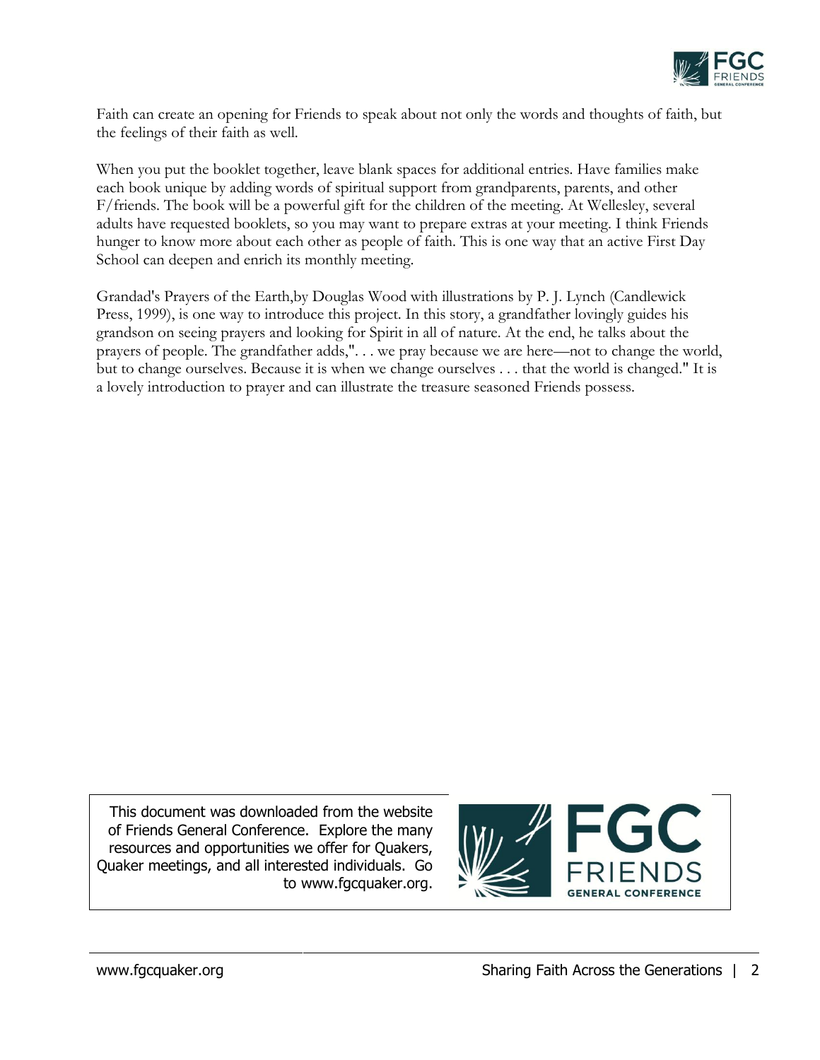Faith can create an opening for Friends to speak about not only the words and thoughts of faith, but the feelings of their faith as well.

When you put the booklet together, leave blank spaces for additional entries. Have families make each book unique by adding words of spiritual support from grandparents, parents, and other F/friends. The book will be a powerful gift for the children of the meeting. At Wellesley, several adults have requested booklets, so you may want to prepare extras at your meeting. I think Friends hunger to know more about each other as people of faith. This is one way that an active First Day School can deepen and enrich its monthly meeting.

Grandad's Prayers of the Earth,by Douglas Wood with illustrations by P. J. Lynch (Candlewick Press, 1999), is one way to introduce this project. In this story, a grandfather lovingly guides his grandson on seeing prayers and looking for Spirit in all of nature. At the end, he talks about the prayers of people. The grandfather adds,". . . we pray because we are here—not to change the world, but to change ourselves. Because it is when we change ourselves . . . that the world is changed." It is a lovely introduction to prayer and can illustrate the treasure seasoned Friends possess.

This document was downloaded from the website of Friends General Conference. Explore the many resources and opportunities we offer for Quakers, Quaker meetings, and all interested individuals. Go to www.fgcquaker.org.